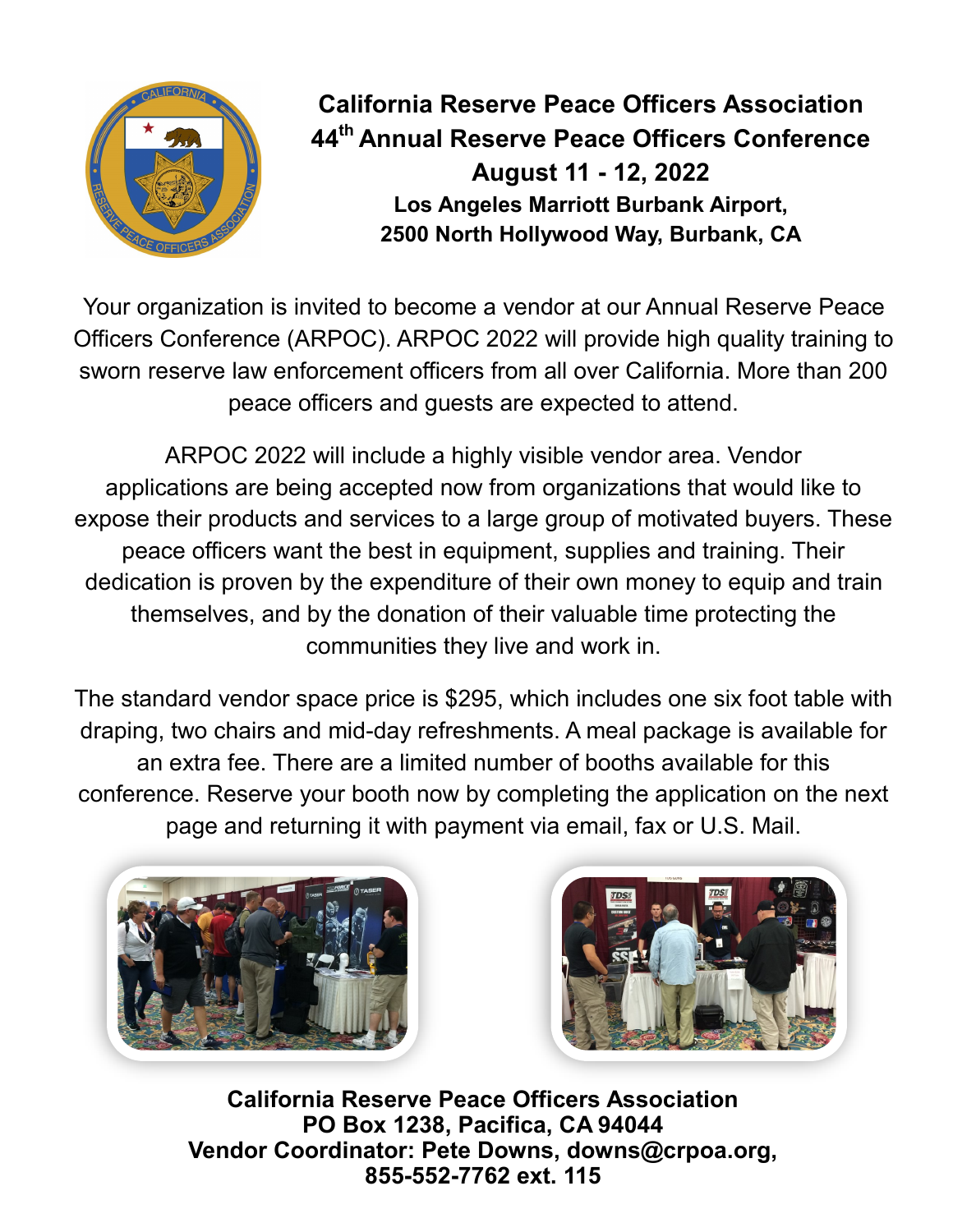# California Reserve Peace Officers Association

## 44th Annual Reserve Peace Officers Conference

## August 11 - 12, 2022

**Los Angeles Marriott Burbank Airport,**
**2500 North Hollywood Way, Burbank, CA**

Your organization is invited to become a vendor at our Annual Reserve Peace Officers Conference (ARPOC). ARPOC 2022 will provide high quality training to sworn reserve law enforcement officers from all over California. More than 200 peace officers and guests are expected to attend.

ARPOC 2022 will include a highly visible vendor area. Vendor applications are being accepted now from organizations that would like to expose their products and services to a large group of motivated buyers. These peace officers want the best in equipment, supplies and training. Their dedication is proven by the expenditure of their own money to equip and train themselves, and by the donation of their valuable time protecting the communities they live and work in.

The standard vendor space price is $295, which includes one six foot table with draping, two chairs and mid-day refreshments. A meal package is available for an extra fee. There are a limited number of booths available for this conference. Reserve your booth now by completing the application on the next page and returning it with payment via email, fax or U.S. Mail.

**California Reserve Peace Officers Association**
**PO Box 1238, Pacifica, CA 94044**
**Vendor Coordinator: Pete Downs, downs@crpoa.org,**
**855-552-7762 ext. 115**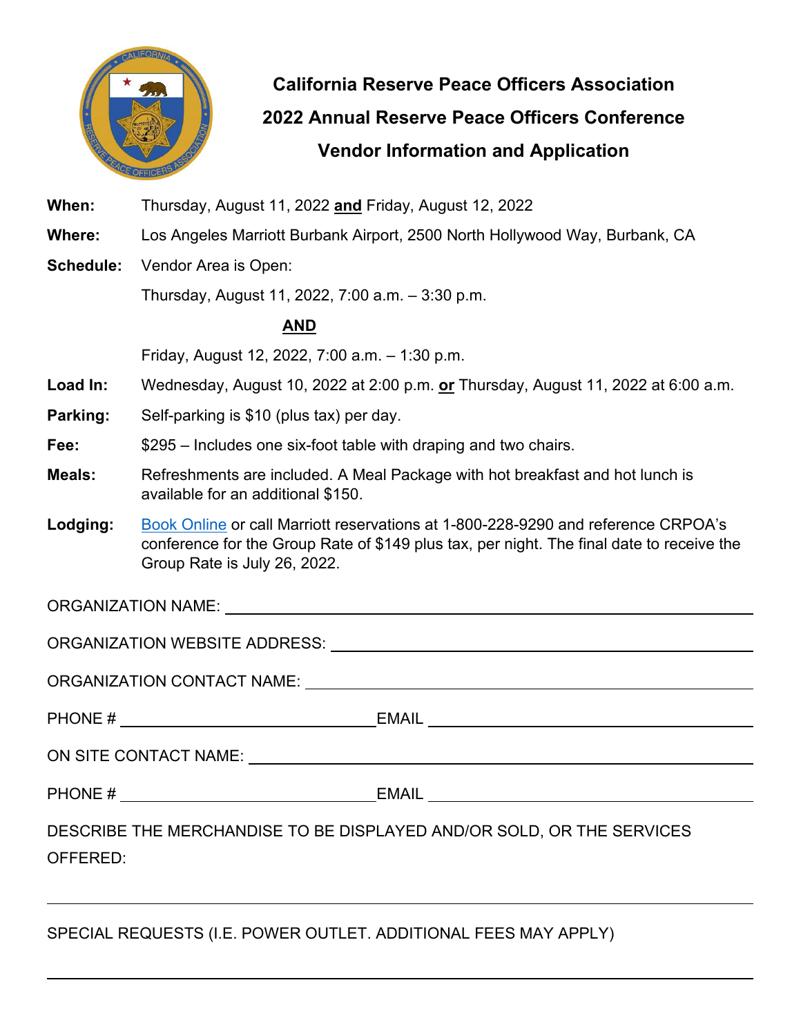# California Reserve Peace Officers Association

## 2022 Annual Reserve Peace Officers Conference

## Vendor Information and Application

**When:** Thursday, August 11, 2022 **and** Friday, August 12, 2022

**Where:** Los Angeles Marriott Burbank Airport, 2500 North Hollywood Way, Burbank, CA

**Schedule:** Vendor Area is Open:

Thursday, August 11, 2022, 7:00 a.m. – 3:30 p.m.

**AND**

Friday, August 12, 2022, 7:00 a.m. – 1:30 p.m.

**Load In:** Wednesday, August 10, 2022 at 2:00 p.m. **or** Thursday, August 11, 2022 at 6:00 a.m.

**Parking:** Self-parking is $10 (plus tax) per day.

**Fee:** $295 – Includes one six-foot table with draping and two chairs.

**Meals:** Refreshments are included. A Meal Package with hot breakfast and hot lunch is available for an additional $150.

**Lodging:** Book Online or call Marriott reservations at 1-800-228-9290 and reference CRPOA's conference for the Group Rate of $149 plus tax, per night. The final date to receive the Group Rate is July 26, 2022.

ORGANIZATION NAME: ______________________________

ORGANIZATION WEBSITE ADDRESS: ______________________________

ORGANIZATION CONTACT NAME: ______________________________

PHONE # ______________________________ EMAIL ______________________________

ON SITE CONTACT NAME: ______________________________

PHONE # ______________________________ EMAIL ______________________________

DESCRIBE THE MERCHANDISE TO BE DISPLAYED AND/OR SOLD, OR THE SERVICES OFFERED:

______________________________

SPECIAL REQUESTS (I.E. POWER OUTLET. ADDITIONAL FEES MAY APPLY)

______________________________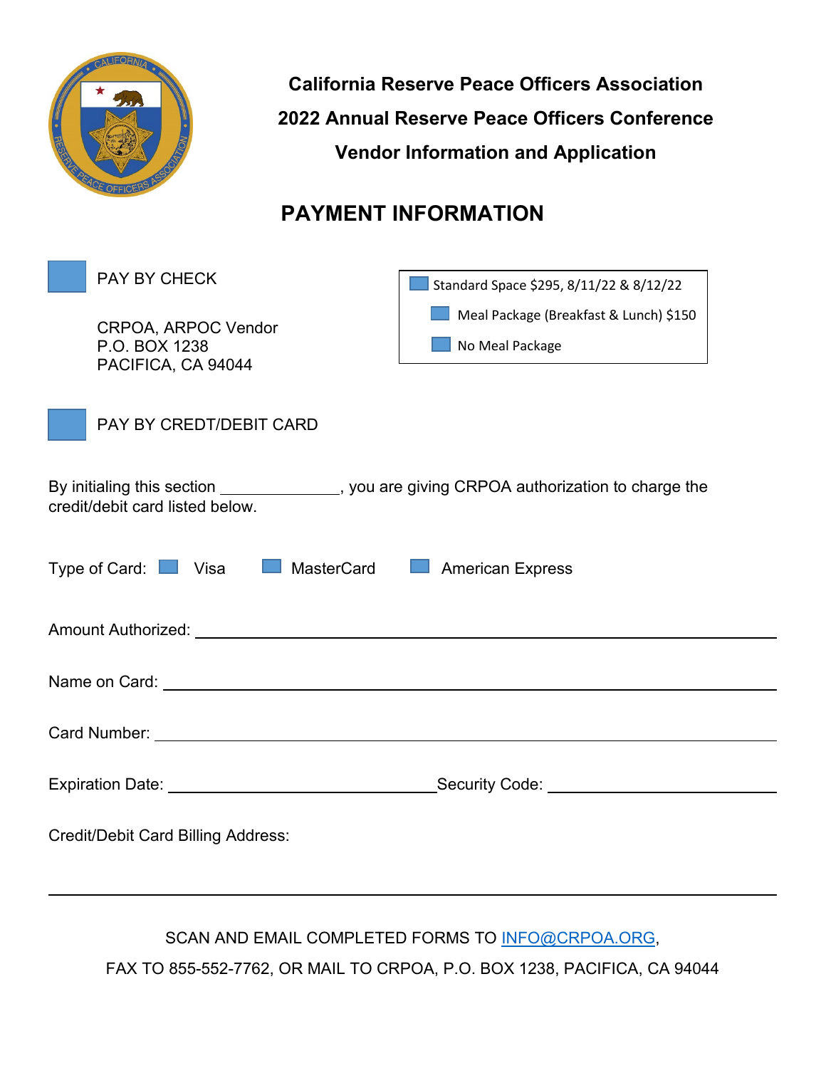**California Reserve Peace Officers Association**

**2022 Annual Reserve Peace Officers Conference**

**Vendor Information and Application**

# PAYMENT INFORMATION

☐ PAY BY CHECK

CRPOA, ARPOC Vendor
P.O. BOX 1238
PACIFICA, CA 94044

☐ Standard Space $295, 8/11/22 & 8/12/22

- ☐ Meal Package (Breakfast & Lunch) $150
- ☐ No Meal Package

☐ PAY BY CREDT/DEBIT CARD

By initialing this section ______________, you are giving CRPOA authorization to charge the credit/debit card listed below.

Type of Card: ☐ Visa ☐ MasterCard ☐ American Express

Amount Authorized: ______________________________

Name on Card: ______________________________

Card Number: ______________________________

Expiration Date: ______________________________ Security Code: ______________________________

Credit/Debit Card Billing Address:

______________________________

SCAN AND EMAIL COMPLETED FORMS TO INFO@CRPOA.ORG,

FAX TO 855-552-7762, OR MAIL TO CRPOA, P.O. BOX 1238, PACIFICA, CA 94044